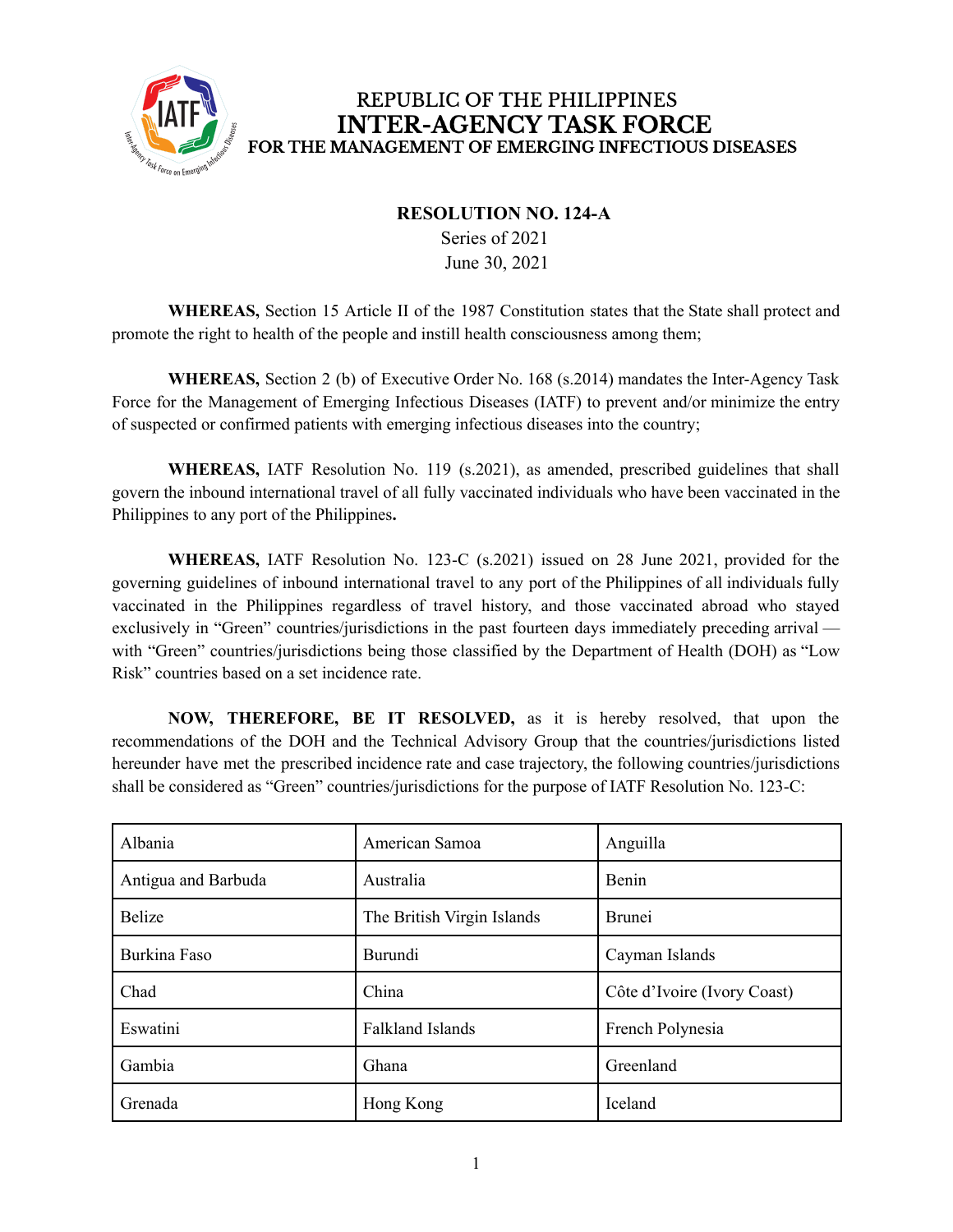REPUBLIC OF THE PHILIPPINES
# INTER-AGENCY TASK FORCE
## FOR THE MANAGEMENT OF EMERGING INFECTIOUS DISEASES

**RESOLUTION NO. 124-A**
Series of 2021
June 30, 2021

**WHEREAS,** Section 15 Article II of the 1987 Constitution states that the State shall protect and promote the right to health of the people and instill health consciousness among them;

**WHEREAS,** Section 2 (b) of Executive Order No. 168 (s.2014) mandates the Inter-Agency Task Force for the Management of Emerging Infectious Diseases (IATF) to prevent and/or minimize the entry of suspected or confirmed patients with emerging infectious diseases into the country;

**WHEREAS,** IATF Resolution No. 119 (s.2021), as amended, prescribed guidelines that shall govern the inbound international travel of all fully vaccinated individuals who have been vaccinated in the Philippines to any port of the Philippines**.**

**WHEREAS,** IATF Resolution No. 123-C (s.2021) issued on 28 June 2021, provided for the governing guidelines of inbound international travel to any port of the Philippines of all individuals fully vaccinated in the Philippines regardless of travel history, and those vaccinated abroad who stayed exclusively in "Green" countries/jurisdictions in the past fourteen days immediately preceding arrival — with "Green" countries/jurisdictions being those classified by the Department of Health (DOH) as "Low Risk" countries based on a set incidence rate.

**NOW, THEREFORE, BE IT RESOLVED,** as it is hereby resolved, that upon the recommendations of the DOH and the Technical Advisory Group that the countries/jurisdictions listed hereunder have met the prescribed incidence rate and case trajectory, the following countries/jurisdictions shall be considered as "Green" countries/jurisdictions for the purpose of IATF Resolution No. 123-C:

| | | |
|---|---|---|
| Albania | American Samoa | Anguilla |
| Antigua and Barbuda | Australia | Benin |
| Belize | The British Virgin Islands | Brunei |
| Burkina Faso | Burundi | Cayman Islands |
| Chad | China | Côte d'Ivoire (Ivory Coast) |
| Eswatini | Falkland Islands | French Polynesia |
| Gambia | Ghana | Greenland |
| Grenada | Hong Kong | Iceland |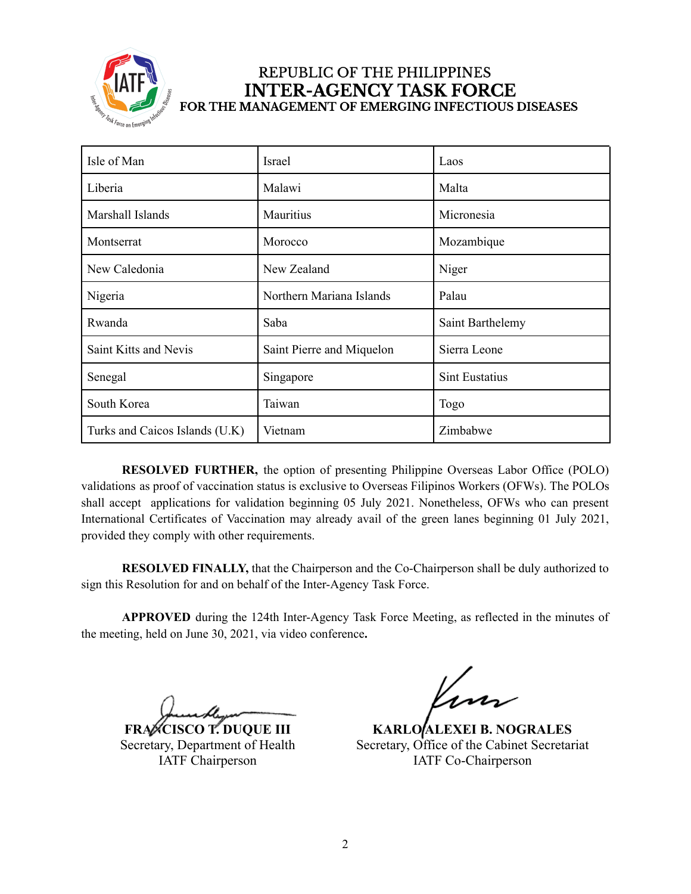REPUBLIC OF THE PHILIPPINES
**INTER-AGENCY TASK FORCE**
**FOR THE MANAGEMENT OF EMERGING INFECTIOUS DISEASES**

| | | |
|---|---|---|
| Isle of Man | Israel | Laos |
| Liberia | Malawi | Malta |
| Marshall Islands | Mauritius | Micronesia |
| Montserrat | Morocco | Mozambique |
| New Caledonia | New Zealand | Niger |
| Nigeria | Northern Mariana Islands | Palau |
| Rwanda | Saba | Saint Barthelemy |
| Saint Kitts and Nevis | Saint Pierre and Miquelon | Sierra Leone |
| Senegal | Singapore | Sint Eustatius |
| South Korea | Taiwan | Togo |
| Turks and Caicos Islands (U.K) | Vietnam | Zimbabwe |

**RESOLVED FURTHER,** the option of presenting Philippine Overseas Labor Office (POLO) validations as proof of vaccination status is exclusive to Overseas Filipinos Workers (OFWs). The POLOs shall accept applications for validation beginning 05 July 2021. Nonetheless, OFWs who can present International Certificates of Vaccination may already avail of the green lanes beginning 01 July 2021, provided they comply with other requirements.

**RESOLVED FINALLY,** that the Chairperson and the Co-Chairperson shall be duly authorized to sign this Resolution for and on behalf of the Inter-Agency Task Force.

**APPROVED** during the 124th Inter-Agency Task Force Meeting, as reflected in the minutes of the meeting, held on June 30, 2021, via video conference**.**

**FRANCISCO T. DUQUE III**
Secretary, Department of Health
IATF Chairperson

**KARLO ALEXEI B. NOGRALES**
Secretary, Office of the Cabinet Secretariat
IATF Co-Chairperson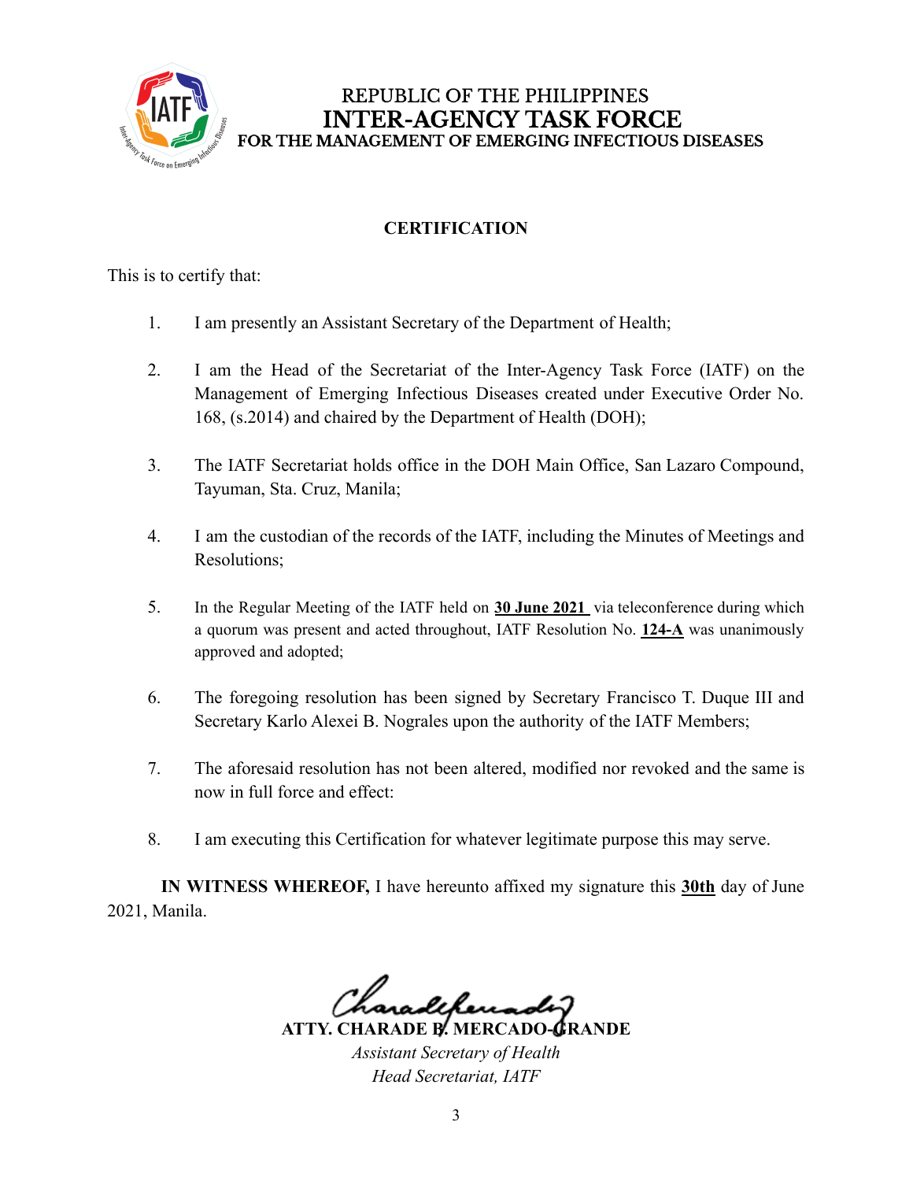REPUBLIC OF THE PHILIPPINES
**INTER-AGENCY TASK FORCE**
**FOR THE MANAGEMENT OF EMERGING INFECTIOUS DISEASES**

## CERTIFICATION

This is to certify that:

1. I am presently an Assistant Secretary of the Department of Health;

2. I am the Head of the Secretariat of the Inter-Agency Task Force (IATF) on the Management of Emerging Infectious Diseases created under Executive Order No. 168, (s.2014) and chaired by the Department of Health (DOH);

3. The IATF Secretariat holds office in the DOH Main Office, San Lazaro Compound, Tayuman, Sta. Cruz, Manila;

4. I am the custodian of the records of the IATF, including the Minutes of Meetings and Resolutions;

5. In the Regular Meeting of the IATF held on **30 June 2021** via teleconference during which a quorum was present and acted throughout, IATF Resolution No. **124-A** was unanimously approved and adopted;

6. The foregoing resolution has been signed by Secretary Francisco T. Duque III and Secretary Karlo Alexei B. Nograles upon the authority of the IATF Members;

7. The aforesaid resolution has not been altered, modified nor revoked and the same is now in full force and effect:

8. I am executing this Certification for whatever legitimate purpose this may serve.

**IN WITNESS WHEREOF,** I have hereunto affixed my signature this **30th** day of June 2021, Manila.

**ATTY. CHARADE B. MERCADO-GRANDE**
*Assistant Secretary of Health*
*Head Secretariat, IATF*